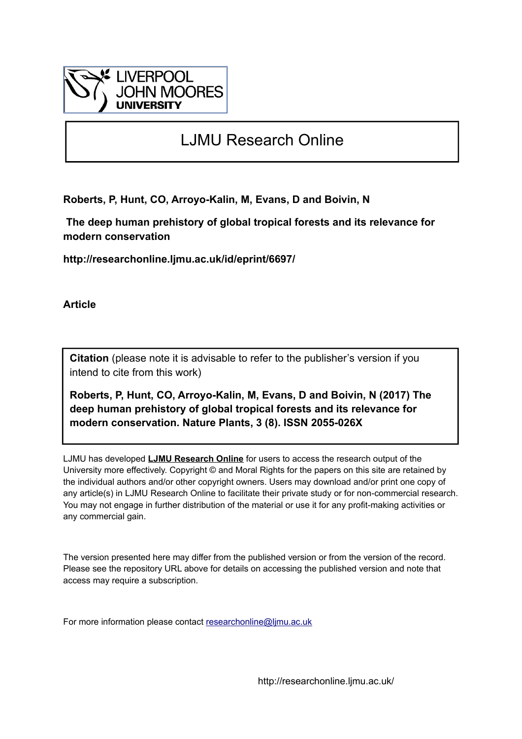LIVERPOOL JOHN MOORES UNIVERSITY

# LJMU Research Online

**Roberts, P, Hunt, CO, Arroyo-Kalin, M, Evans, D and Boivin, N**

**The deep human prehistory of global tropical forests and its relevance for modern conservation**

**http://researchonline.ljmu.ac.uk/id/eprint/6697/**

**Article**

**Citation** (please note it is advisable to refer to the publisher's version if you intend to cite from this work)

**Roberts, P, Hunt, CO, Arroyo-Kalin, M, Evans, D and Boivin, N (2017) The deep human prehistory of global tropical forests and its relevance for modern conservation. Nature Plants, 3 (8). ISSN 2055-026X**

LJMU has developed **LJMU Research Online** for users to access the research output of the University more effectively. Copyright © and Moral Rights for the papers on this site are retained by the individual authors and/or other copyright owners. Users may download and/or print one copy of any article(s) in LJMU Research Online to facilitate their private study or for non-commercial research. You may not engage in further distribution of the material or use it for any profit-making activities or any commercial gain.

The version presented here may differ from the published version or from the version of the record. Please see the repository URL above for details on accessing the published version and note that access may require a subscription.

For more information please contact researchonline@ljmu.ac.uk

http://researchonline.ljmu.ac.uk/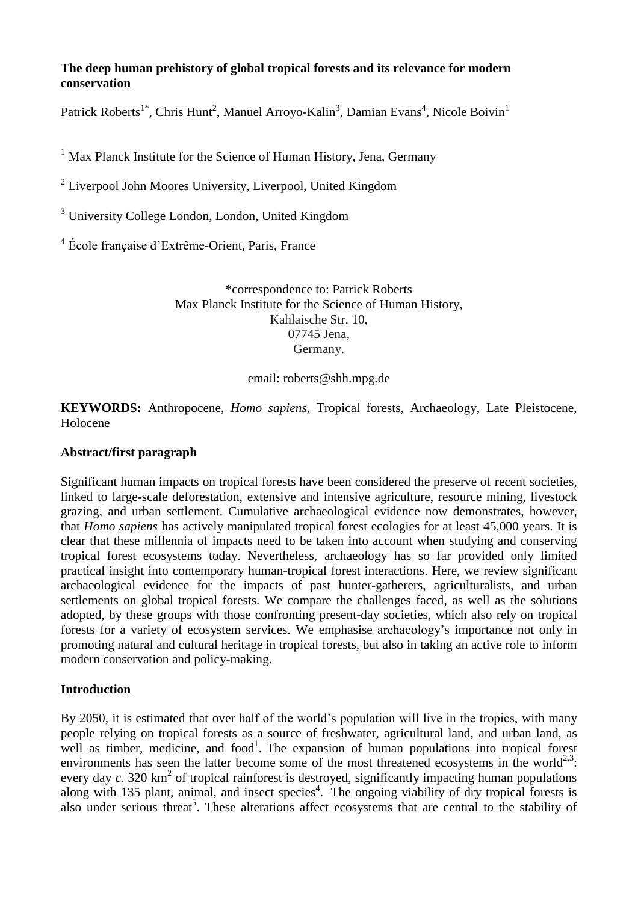**The deep human prehistory of global tropical forests and its relevance for modern conservation**

Patrick Roberts[1*], Chris Hunt[2], Manuel Arroyo-Kalin[3], Damian Evans[4], Nicole Boivin[1]

[1] Max Planck Institute for the Science of Human History, Jena, Germany

[2] Liverpool John Moores University, Liverpool, United Kingdom

[3] University College London, London, United Kingdom

[4] École française d'Extrême-Orient, Paris, France

\*correspondence to: Patrick Roberts
Max Planck Institute for the Science of Human History,
Kahlaische Str. 10,
07745 Jena,
Germany.

email: roberts@shh.mpg.de

**KEYWORDS:** Anthropocene, *Homo sapiens*, Tropical forests, Archaeology, Late Pleistocene, Holocene

**Abstract/first paragraph**

Significant human impacts on tropical forests have been considered the preserve of recent societies, linked to large-scale deforestation, extensive and intensive agriculture, resource mining, livestock grazing, and urban settlement. Cumulative archaeological evidence now demonstrates, however, that *Homo sapiens* has actively manipulated tropical forest ecologies for at least 45,000 years. It is clear that these millennia of impacts need to be taken into account when studying and conserving tropical forest ecosystems today. Nevertheless, archaeology has so far provided only limited practical insight into contemporary human-tropical forest interactions. Here, we review significant archaeological evidence for the impacts of past hunter-gatherers, agriculturalists, and urban settlements on global tropical forests. We compare the challenges faced, as well as the solutions adopted, by these groups with those confronting present-day societies, which also rely on tropical forests for a variety of ecosystem services. We emphasise archaeology's importance not only in promoting natural and cultural heritage in tropical forests, but also in taking an active role to inform modern conservation and policy-making.

**Introduction**

By 2050, it is estimated that over half of the world's population will live in the tropics, with many people relying on tropical forests as a source of freshwater, agricultural land, and urban land, as well as timber, medicine, and food[1]. The expansion of human populations into tropical forest environments has seen the latter become some of the most threatened ecosystems in the world[2,3]: every day *c.* 320 $km^2$ of tropical rainforest is destroyed, significantly impacting human populations along with 135 plant, animal, and insect species[4]. The ongoing viability of dry tropical forests is also under serious threat[5]. These alterations affect ecosystems that are central to the stability of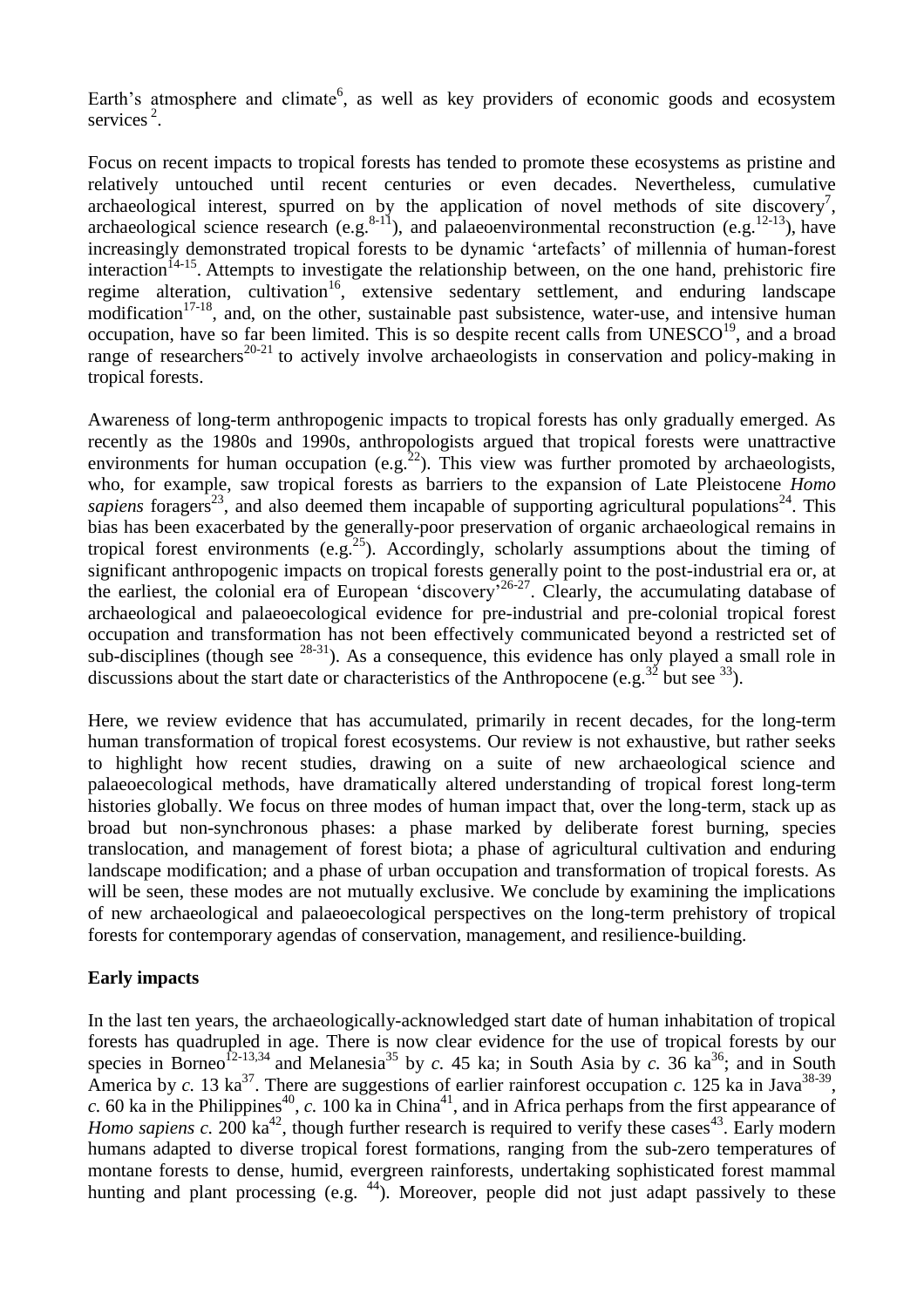Earth's atmosphere and climate[6], as well as key providers of economic goods and ecosystem services [2].

Focus on recent impacts to tropical forests has tended to promote these ecosystems as pristine and relatively untouched until recent centuries or even decades. Nevertheless, cumulative archaeological interest, spurred on by the application of novel methods of site discovery[7], archaeological science research (e.g.[8-11]), and palaeoenvironmental reconstruction (e.g.[12-13]), have increasingly demonstrated tropical forests to be dynamic 'artefacts' of millennia of human-forest interaction[14-15]. Attempts to investigate the relationship between, on the one hand, prehistoric fire regime alteration, cultivation[16], extensive sedentary settlement, and enduring landscape modification[17-18], and, on the other, sustainable past subsistence, water-use, and intensive human occupation, have so far been limited. This is so despite recent calls from UNESCO[19], and a broad range of researchers[20-21] to actively involve archaeologists in conservation and policy-making in tropical forests.

Awareness of long-term anthropogenic impacts to tropical forests has only gradually emerged. As recently as the 1980s and 1990s, anthropologists argued that tropical forests were unattractive environments for human occupation (e.g.[22]). This view was further promoted by archaeologists, who, for example, saw tropical forests as barriers to the expansion of Late Pleistocene *Homo sapiens* foragers[23], and also deemed them incapable of supporting agricultural populations[24]. This bias has been exacerbated by the generally-poor preservation of organic archaeological remains in tropical forest environments (e.g.[25]). Accordingly, scholarly assumptions about the timing of significant anthropogenic impacts on tropical forests generally point to the post-industrial era or, at the earliest, the colonial era of European 'discovery'[26-27]. Clearly, the accumulating database of archaeological and palaeoecological evidence for pre-industrial and pre-colonial tropical forest occupation and transformation has not been effectively communicated beyond a restricted set of sub-disciplines (though see [28-31]). As a consequence, this evidence has only played a small role in discussions about the start date or characteristics of the Anthropocene (e.g.[32] but see [33]).

Here, we review evidence that has accumulated, primarily in recent decades, for the long-term human transformation of tropical forest ecosystems. Our review is not exhaustive, but rather seeks to highlight how recent studies, drawing on a suite of new archaeological science and palaeoecological methods, have dramatically altered understanding of tropical forest long-term histories globally. We focus on three modes of human impact that, over the long-term, stack up as broad but non-synchronous phases: a phase marked by deliberate forest burning, species translocation, and management of forest biota; a phase of agricultural cultivation and enduring landscape modification; and a phase of urban occupation and transformation of tropical forests. As will be seen, these modes are not mutually exclusive. We conclude by examining the implications of new archaeological and palaeoecological perspectives on the long-term prehistory of tropical forests for contemporary agendas of conservation, management, and resilience-building.

**Early impacts**

In the last ten years, the archaeologically-acknowledged start date of human inhabitation of tropical forests has quadrupled in age. There is now clear evidence for the use of tropical forests by our species in Borneo[12-13,34] and Melanesia[35] by *c.* 45 ka; in South Asia by *c.* 36 ka[36]; and in South America by *c.* 13 ka[37]. There are suggestions of earlier rainforest occupation *c.* 125 ka in Java[38-39], *c.* 60 ka in the Philippines[40], *c.* 100 ka in China[41], and in Africa perhaps from the first appearance of *Homo sapiens c.* 200 ka[42], though further research is required to verify these cases[43]. Early modern humans adapted to diverse tropical forest formations, ranging from the sub-zero temperatures of montane forests to dense, humid, evergreen rainforests, undertaking sophisticated forest mammal hunting and plant processing (e.g. [44]). Moreover, people did not just adapt passively to these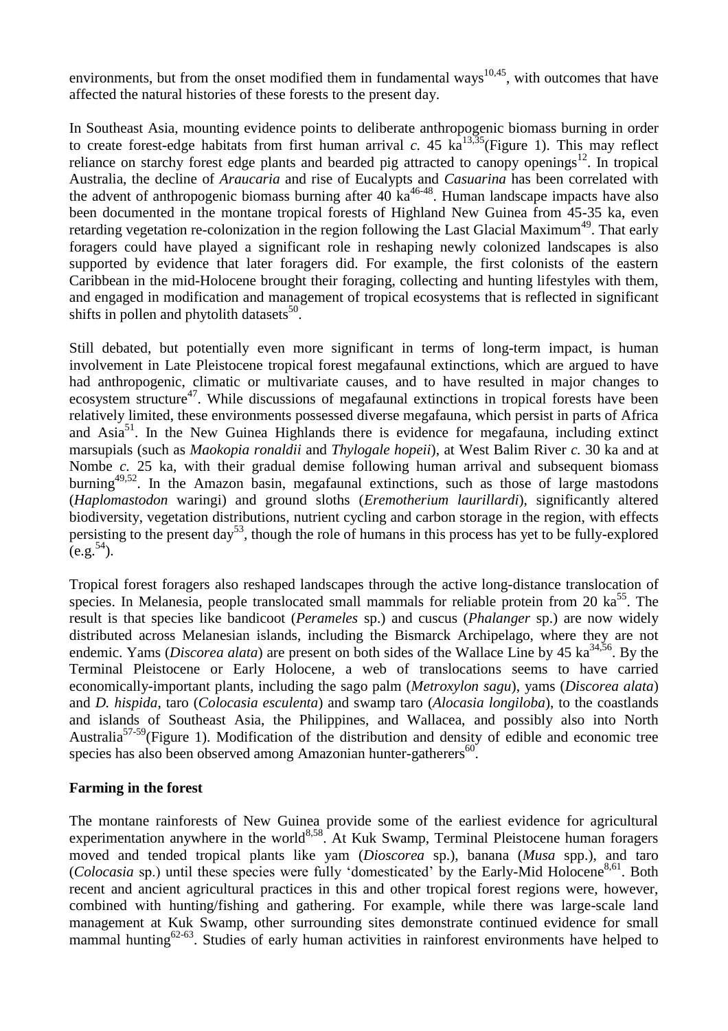environments, but from the onset modified them in fundamental ways[10,45], with outcomes that have affected the natural histories of these forests to the present day.

In Southeast Asia, mounting evidence points to deliberate anthropogenic biomass burning in order to create forest-edge habitats from first human arrival *c.* 45 ka[13,35](Figure 1). This may reflect reliance on starchy forest edge plants and bearded pig attracted to canopy openings[12]. In tropical Australia, the decline of *Araucaria* and rise of Eucalypts and *Casuarina* has been correlated with the advent of anthropogenic biomass burning after 40 ka[46-48]. Human landscape impacts have also been documented in the montane tropical forests of Highland New Guinea from 45-35 ka, even retarding vegetation re-colonization in the region following the Last Glacial Maximum[49]. That early foragers could have played a significant role in reshaping newly colonized landscapes is also supported by evidence that later foragers did. For example, the first colonists of the eastern Caribbean in the mid-Holocene brought their foraging, collecting and hunting lifestyles with them, and engaged in modification and management of tropical ecosystems that is reflected in significant shifts in pollen and phytolith datasets[50].

Still debated, but potentially even more significant in terms of long-term impact, is human involvement in Late Pleistocene tropical forest megafaunal extinctions, which are argued to have had anthropogenic, climatic or multivariate causes, and to have resulted in major changes to ecosystem structure[47]. While discussions of megafaunal extinctions in tropical forests have been relatively limited, these environments possessed diverse megafauna, which persist in parts of Africa and Asia[51]. In the New Guinea Highlands there is evidence for megafauna, including extinct marsupials (such as *Maokopia ronaldii* and *Thylogale hopeii*), at West Balim River *c.* 30 ka and at Nombe *c.* 25 ka, with their gradual demise following human arrival and subsequent biomass burning[49,52]. In the Amazon basin, megafaunal extinctions, such as those of large mastodons (*Haplomastodon* waringi) and ground sloths (*Eremotherium laurillardi*), significantly altered biodiversity, vegetation distributions, nutrient cycling and carbon storage in the region, with effects persisting to the present day[53], though the role of humans in this process has yet to be fully-explored (e.g.[54]).

Tropical forest foragers also reshaped landscapes through the active long-distance translocation of species. In Melanesia, people translocated small mammals for reliable protein from 20 ka[55]. The result is that species like bandicoot (*Perameles* sp.) and cuscus (*Phalanger* sp.) are now widely distributed across Melanesian islands, including the Bismarck Archipelago, where they are not endemic. Yams (*Discorea alata*) are present on both sides of the Wallace Line by 45 ka[34,56]. By the Terminal Pleistocene or Early Holocene, a web of translocations seems to have carried economically-important plants, including the sago palm (*Metroxylon sagu*), yams (*Discorea alata*) and *D. hispida*, taro (*Colocasia esculenta*) and swamp taro (*Alocasia longiloba*), to the coastlands and islands of Southeast Asia, the Philippines, and Wallacea, and possibly also into North Australia[57-59](Figure 1). Modification of the distribution and density of edible and economic tree species has also been observed among Amazonian hunter-gatherers[60].

**Farming in the forest**

The montane rainforests of New Guinea provide some of the earliest evidence for agricultural experimentation anywhere in the world[8,58]. At Kuk Swamp, Terminal Pleistocene human foragers moved and tended tropical plants like yam (*Dioscorea* sp.), banana (*Musa* spp.), and taro (*Colocasia* sp.) until these species were fully 'domesticated' by the Early-Mid Holocene[8,61]. Both recent and ancient agricultural practices in this and other tropical forest regions were, however, combined with hunting/fishing and gathering. For example, while there was large-scale land management at Kuk Swamp, other surrounding sites demonstrate continued evidence for small mammal hunting[62-63]. Studies of early human activities in rainforest environments have helped to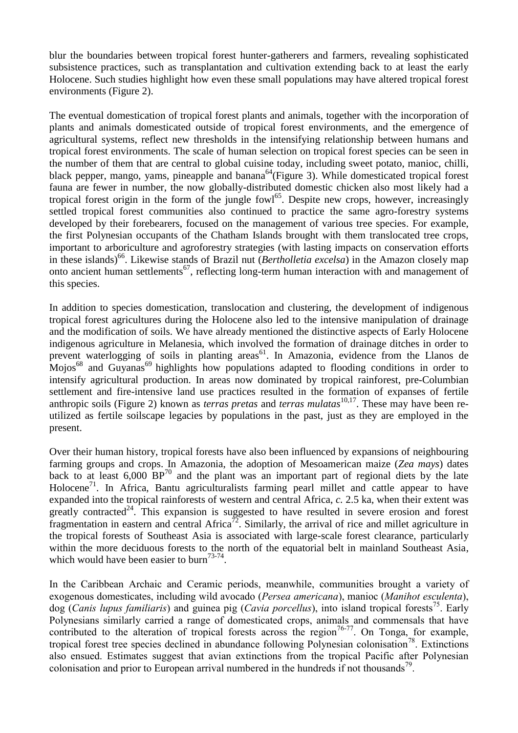blur the boundaries between tropical forest hunter-gatherers and farmers, revealing sophisticated subsistence practices, such as transplantation and cultivation extending back to at least the early Holocene. Such studies highlight how even these small populations may have altered tropical forest environments (Figure 2).

The eventual domestication of tropical forest plants and animals, together with the incorporation of plants and animals domesticated outside of tropical forest environments, and the emergence of agricultural systems, reflect new thresholds in the intensifying relationship between humans and tropical forest environments. The scale of human selection on tropical forest species can be seen in the number of them that are central to global cuisine today, including sweet potato, manioc, chilli, black pepper, mango, yams, pineapple and banana[64](Figure 3). While domesticated tropical forest fauna are fewer in number, the now globally-distributed domestic chicken also most likely had a tropical forest origin in the form of the jungle fowl[65]. Despite new crops, however, increasingly settled tropical forest communities also continued to practice the same agro-forestry systems developed by their forebearers, focused on the management of various tree species. For example, the first Polynesian occupants of the Chatham Islands brought with them translocated tree crops, important to arboriculture and agroforestry strategies (with lasting impacts on conservation efforts in these islands)[66]. Likewise stands of Brazil nut (*Bertholletia excelsa*) in the Amazon closely map onto ancient human settlements[67], reflecting long-term human interaction with and management of this species.

In addition to species domestication, translocation and clustering, the development of indigenous tropical forest agricultures during the Holocene also led to the intensive manipulation of drainage and the modification of soils. We have already mentioned the distinctive aspects of Early Holocene indigenous agriculture in Melanesia, which involved the formation of drainage ditches in order to prevent waterlogging of soils in planting areas[61]. In Amazonia, evidence from the Llanos de Mojos[68] and Guyanas[69] highlights how populations adapted to flooding conditions in order to intensify agricultural production. In areas now dominated by tropical rainforest, pre-Columbian settlement and fire-intensive land use practices resulted in the formation of expanses of fertile anthropic soils (Figure 2) known as *terras pretas* and *terras mulatas*[10,17]. These may have been re-utilized as fertile soilscape legacies by populations in the past, just as they are employed in the present.

Over their human history, tropical forests have also been influenced by expansions of neighbouring farming groups and crops. In Amazonia, the adoption of Mesoamerican maize (*Zea mays*) dates back to at least 6,000 BP[70] and the plant was an important part of regional diets by the late Holocene[71]. In Africa, Bantu agriculturalists farming pearl millet and cattle appear to have expanded into the tropical rainforests of western and central Africa, *c.* 2.5 ka, when their extent was greatly contracted[24]. This expansion is suggested to have resulted in severe erosion and forest fragmentation in eastern and central Africa[72]. Similarly, the arrival of rice and millet agriculture in the tropical forests of Southeast Asia is associated with large-scale forest clearance, particularly within the more deciduous forests to the north of the equatorial belt in mainland Southeast Asia, which would have been easier to burn[73-74].

In the Caribbean Archaic and Ceramic periods, meanwhile, communities brought a variety of exogenous domesticates, including wild avocado (*Persea americana*), manioc (*Manihot esculenta*), dog (*Canis lupus familiaris*) and guinea pig (*Cavia porcellus*), into island tropical forests[75]. Early Polynesians similarly carried a range of domesticated crops, animals and commensals that have contributed to the alteration of tropical forests across the region[76-77]. On Tonga, for example, tropical forest tree species declined in abundance following Polynesian colonisation[78]. Extinctions also ensued. Estimates suggest that avian extinctions from the tropical Pacific after Polynesian colonisation and prior to European arrival numbered in the hundreds if not thousands[79].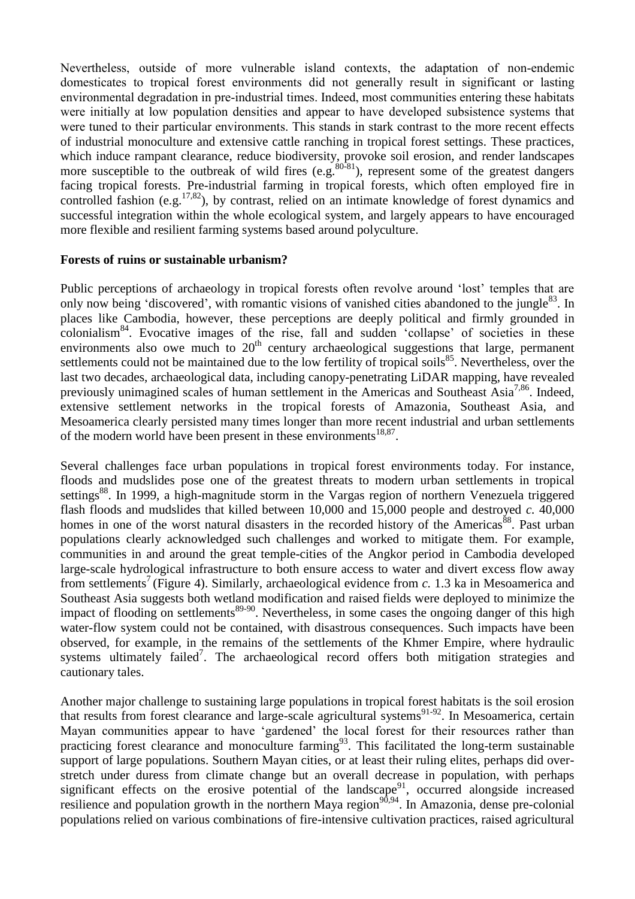Nevertheless, outside of more vulnerable island contexts, the adaptation of non-endemic domesticates to tropical forest environments did not generally result in significant or lasting environmental degradation in pre-industrial times. Indeed, most communities entering these habitats were initially at low population densities and appear to have developed subsistence systems that were tuned to their particular environments. This stands in stark contrast to the more recent effects of industrial monoculture and extensive cattle ranching in tropical forest settings. These practices, which induce rampant clearance, reduce biodiversity, provoke soil erosion, and render landscapes more susceptible to the outbreak of wild fires (e.g.[80-81]), represent some of the greatest dangers facing tropical forests. Pre-industrial farming in tropical forests, which often employed fire in controlled fashion (e.g.[17,82]), by contrast, relied on an intimate knowledge of forest dynamics and successful integration within the whole ecological system, and largely appears to have encouraged more flexible and resilient farming systems based around polyculture.

**Forests of ruins or sustainable urbanism?**

Public perceptions of archaeology in tropical forests often revolve around 'lost' temples that are only now being 'discovered', with romantic visions of vanished cities abandoned to the jungle[83]. In places like Cambodia, however, these perceptions are deeply political and firmly grounded in colonialism[84]. Evocative images of the rise, fall and sudden 'collapse' of societies in these environments also owe much to 20th century archaeological suggestions that large, permanent settlements could not be maintained due to the low fertility of tropical soils[85]. Nevertheless, over the last two decades, archaeological data, including canopy-penetrating LiDAR mapping, have revealed previously unimagined scales of human settlement in the Americas and Southeast Asia[7,86]. Indeed, extensive settlement networks in the tropical forests of Amazonia, Southeast Asia, and Mesoamerica clearly persisted many times longer than more recent industrial and urban settlements of the modern world have been present in these environments[18,87].

Several challenges face urban populations in tropical forest environments today. For instance, floods and mudslides pose one of the greatest threats to modern urban settlements in tropical settings[88]. In 1999, a high-magnitude storm in the Vargas region of northern Venezuela triggered flash floods and mudslides that killed between 10,000 and 15,000 people and destroyed *c.* 40,000 homes in one of the worst natural disasters in the recorded history of the Americas[88]. Past urban populations clearly acknowledged such challenges and worked to mitigate them. For example, communities in and around the great temple-cities of the Angkor period in Cambodia developed large-scale hydrological infrastructure to both ensure access to water and divert excess flow away from settlements[7] (Figure 4). Similarly, archaeological evidence from *c.* 1.3 ka in Mesoamerica and Southeast Asia suggests both wetland modification and raised fields were deployed to minimize the impact of flooding on settlements[89-90]. Nevertheless, in some cases the ongoing danger of this high water-flow system could not be contained, with disastrous consequences. Such impacts have been observed, for example, in the remains of the settlements of the Khmer Empire, where hydraulic systems ultimately failed[7]. The archaeological record offers both mitigation strategies and cautionary tales.

Another major challenge to sustaining large populations in tropical forest habitats is the soil erosion that results from forest clearance and large-scale agricultural systems[91-92]. In Mesoamerica, certain Mayan communities appear to have 'gardened' the local forest for their resources rather than practicing forest clearance and monoculture farming[93]. This facilitated the long-term sustainable support of large populations. Southern Mayan cities, or at least their ruling elites, perhaps did over-stretch under duress from climate change but an overall decrease in population, with perhaps significant effects on the erosive potential of the landscape[91], occurred alongside increased resilience and population growth in the northern Maya region[90,94]. In Amazonia, dense pre-colonial populations relied on various combinations of fire-intensive cultivation practices, raised agricultural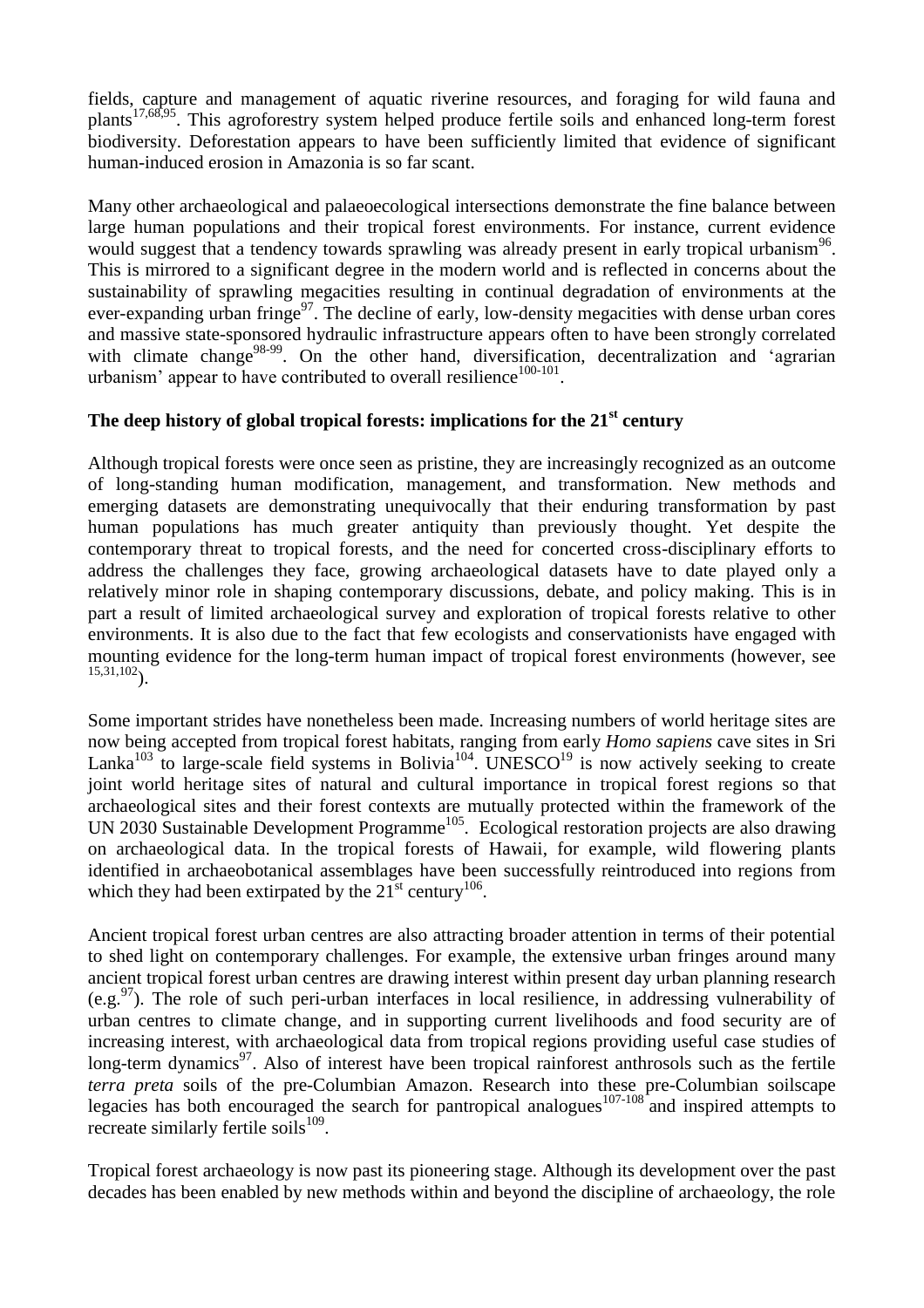fields, capture and management of aquatic riverine resources, and foraging for wild fauna and plants[17,68,95]. This agroforestry system helped produce fertile soils and enhanced long-term forest biodiversity. Deforestation appears to have been sufficiently limited that evidence of significant human-induced erosion in Amazonia is so far scant.

Many other archaeological and palaeoecological intersections demonstrate the fine balance between large human populations and their tropical forest environments. For instance, current evidence would suggest that a tendency towards sprawling was already present in early tropical urbanism[96]. This is mirrored to a significant degree in the modern world and is reflected in concerns about the sustainability of sprawling megacities resulting in continual degradation of environments at the ever-expanding urban fringe[97]. The decline of early, low-density megacities with dense urban cores and massive state-sponsored hydraulic infrastructure appears often to have been strongly correlated with climate change[98-99]. On the other hand, diversification, decentralization and 'agrarian urbanism' appear to have contributed to overall resilience[100-101].

## The deep history of global tropical forests: implications for the 21st century

Although tropical forests were once seen as pristine, they are increasingly recognized as an outcome of long-standing human modification, management, and transformation. New methods and emerging datasets are demonstrating unequivocally that their enduring transformation by past human populations has much greater antiquity than previously thought. Yet despite the contemporary threat to tropical forests, and the need for concerted cross-disciplinary efforts to address the challenges they face, growing archaeological datasets have to date played only a relatively minor role in shaping contemporary discussions, debate, and policy making. This is in part a result of limited archaeological survey and exploration of tropical forests relative to other environments. It is also due to the fact that few ecologists and conservationists have engaged with mounting evidence for the long-term human impact of tropical forest environments (however, see [15,31,102]).

Some important strides have nonetheless been made. Increasing numbers of world heritage sites are now being accepted from tropical forest habitats, ranging from early *Homo sapiens* cave sites in Sri Lanka[103] to large-scale field systems in Bolivia[104]. UNESCO[19] is now actively seeking to create joint world heritage sites of natural and cultural importance in tropical forest regions so that archaeological sites and their forest contexts are mutually protected within the framework of the UN 2030 Sustainable Development Programme[105]. Ecological restoration projects are also drawing on archaeological data. In the tropical forests of Hawaii, for example, wild flowering plants identified in archaeobotanical assemblages have been successfully reintroduced into regions from which they had been extirpated by the 21st century[106].

Ancient tropical forest urban centres are also attracting broader attention in terms of their potential to shed light on contemporary challenges. For example, the extensive urban fringes around many ancient tropical forest urban centres are drawing interest within present day urban planning research (e.g.[97]). The role of such peri-urban interfaces in local resilience, in addressing vulnerability of urban centres to climate change, and in supporting current livelihoods and food security are of increasing interest, with archaeological data from tropical regions providing useful case studies of long-term dynamics[97]. Also of interest have been tropical rainforest anthrosols such as the fertile *terra preta* soils of the pre-Columbian Amazon. Research into these pre-Columbian soilscape legacies has both encouraged the search for pantropical analogues[107-108] and inspired attempts to recreate similarly fertile soils[109].

Tropical forest archaeology is now past its pioneering stage. Although its development over the past decades has been enabled by new methods within and beyond the discipline of archaeology, the role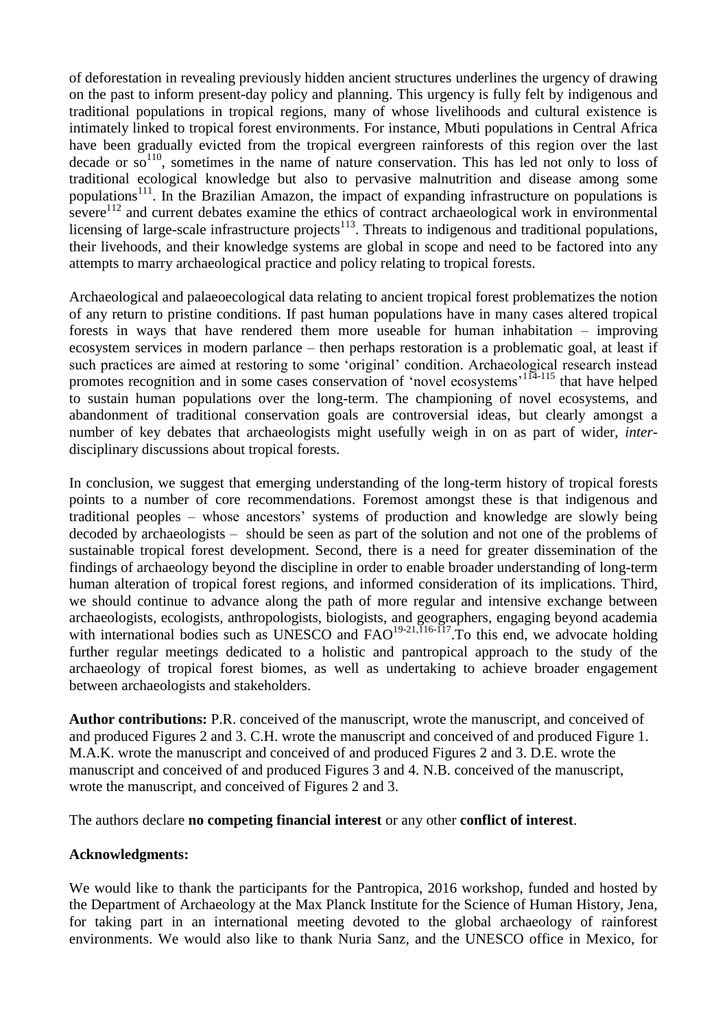of deforestation in revealing previously hidden ancient structures underlines the urgency of drawing on the past to inform present-day policy and planning. This urgency is fully felt by indigenous and traditional populations in tropical regions, many of whose livelihoods and cultural existence is intimately linked to tropical forest environments. For instance, Mbuti populations in Central Africa have been gradually evicted from the tropical evergreen rainforests of this region over the last decade or so[110], sometimes in the name of nature conservation. This has led not only to loss of traditional ecological knowledge but also to pervasive malnutrition and disease among some populations[111]. In the Brazilian Amazon, the impact of expanding infrastructure on populations is severe[112] and current debates examine the ethics of contract archaeological work in environmental licensing of large-scale infrastructure projects[113]. Threats to indigenous and traditional populations, their livehoods, and their knowledge systems are global in scope and need to be factored into any attempts to marry archaeological practice and policy relating to tropical forests.

Archaeological and palaeoecological data relating to ancient tropical forest problematizes the notion of any return to pristine conditions. If past human populations have in many cases altered tropical forests in ways that have rendered them more useable for human inhabitation – improving ecosystem services in modern parlance – then perhaps restoration is a problematic goal, at least if such practices are aimed at restoring to some 'original' condition. Archaeological research instead promotes recognition and in some cases conservation of 'novel ecosystems'[114-115] that have helped to sustain human populations over the long-term. The championing of novel ecosystems, and abandonment of traditional conservation goals are controversial ideas, but clearly amongst a number of key debates that archaeologists might usefully weigh in on as part of wider, *inter*-disciplinary discussions about tropical forests.

In conclusion, we suggest that emerging understanding of the long-term history of tropical forests points to a number of core recommendations. Foremost amongst these is that indigenous and traditional peoples – whose ancestors' systems of production and knowledge are slowly being decoded by archaeologists – should be seen as part of the solution and not one of the problems of sustainable tropical forest development. Second, there is a need for greater dissemination of the findings of archaeology beyond the discipline in order to enable broader understanding of long-term human alteration of tropical forest regions, and informed consideration of its implications. Third, we should continue to advance along the path of more regular and intensive exchange between archaeologists, ecologists, anthropologists, biologists, and geographers, engaging beyond academia with international bodies such as UNESCO and FAO[19-21,116-117].To this end, we advocate holding further regular meetings dedicated to a holistic and pantropical approach to the study of the archaeology of tropical forest biomes, as well as undertaking to achieve broader engagement between archaeologists and stakeholders.

**Author contributions:** P.R. conceived of the manuscript, wrote the manuscript, and conceived of and produced Figures 2 and 3. C.H. wrote the manuscript and conceived of and produced Figure 1. M.A.K. wrote the manuscript and conceived of and produced Figures 2 and 3. D.E. wrote the manuscript and conceived of and produced Figures 3 and 4. N.B. conceived of the manuscript, wrote the manuscript, and conceived of Figures 2 and 3.

The authors declare **no competing financial interest** or any other **conflict of interest**.

**Acknowledgments:**

We would like to thank the participants for the Pantropica, 2016 workshop, funded and hosted by the Department of Archaeology at the Max Planck Institute for the Science of Human History, Jena, for taking part in an international meeting devoted to the global archaeology of rainforest environments. We would also like to thank Nuria Sanz, and the UNESCO office in Mexico, for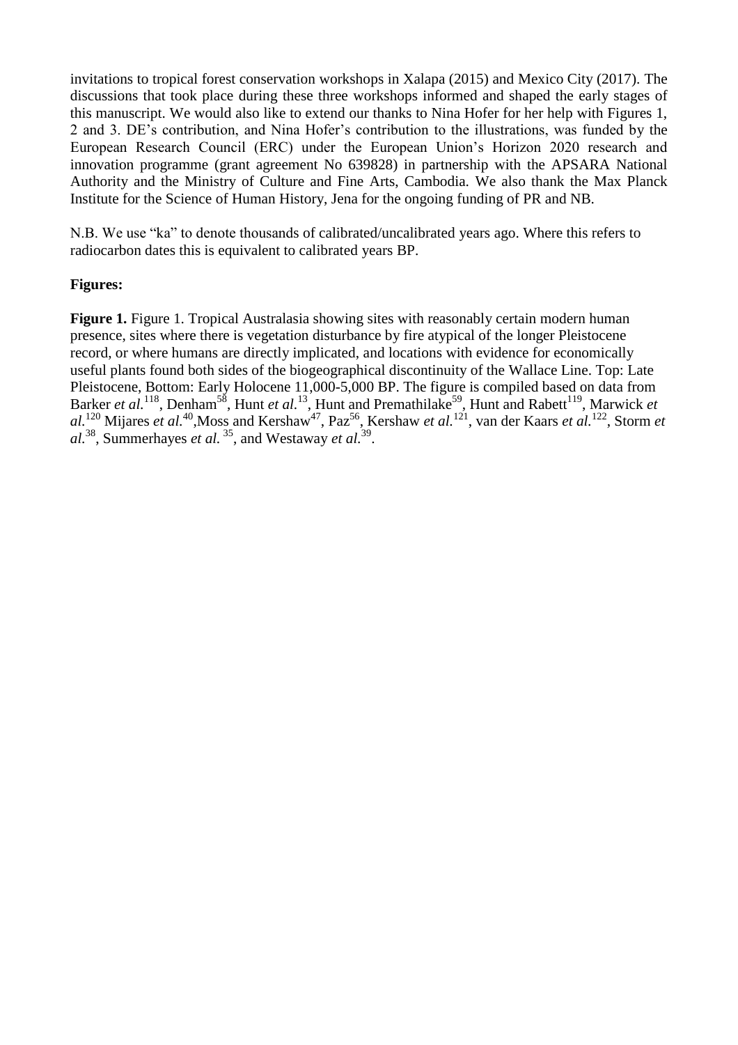invitations to tropical forest conservation workshops in Xalapa (2015) and Mexico City (2017). The discussions that took place during these three workshops informed and shaped the early stages of this manuscript. We would also like to extend our thanks to Nina Hofer for her help with Figures 1, 2 and 3. DE's contribution, and Nina Hofer's contribution to the illustrations, was funded by the European Research Council (ERC) under the European Union's Horizon 2020 research and innovation programme (grant agreement No 639828) in partnership with the APSARA National Authority and the Ministry of Culture and Fine Arts, Cambodia. We also thank the Max Planck Institute for the Science of Human History, Jena for the ongoing funding of PR and NB.

N.B. We use "ka" to denote thousands of calibrated/uncalibrated years ago. Where this refers to radiocarbon dates this is equivalent to calibrated years BP.

**Figures:**

**Figure 1.** Figure 1. Tropical Australasia showing sites with reasonably certain modern human presence, sites where there is vegetation disturbance by fire atypical of the longer Pleistocene record, or where humans are directly implicated, and locations with evidence for economically useful plants found both sides of the biogeographical discontinuity of the Wallace Line. Top: Late Pleistocene, Bottom: Early Holocene 11,000-5,000 BP. The figure is compiled based on data from Barker *et al.*[118], Denham[58], Hunt *et al.*[13], Hunt and Premathilake[59], Hunt and Rabett[119], Marwick *et al.*[120] Mijares *et al.*[40], Moss and Kershaw[47], Paz[56], Kershaw *et al.*[121], van der Kaars *et al.*[122], Storm *et al.*[38], Summerhayes *et al.*[35], and Westaway *et al.*[39].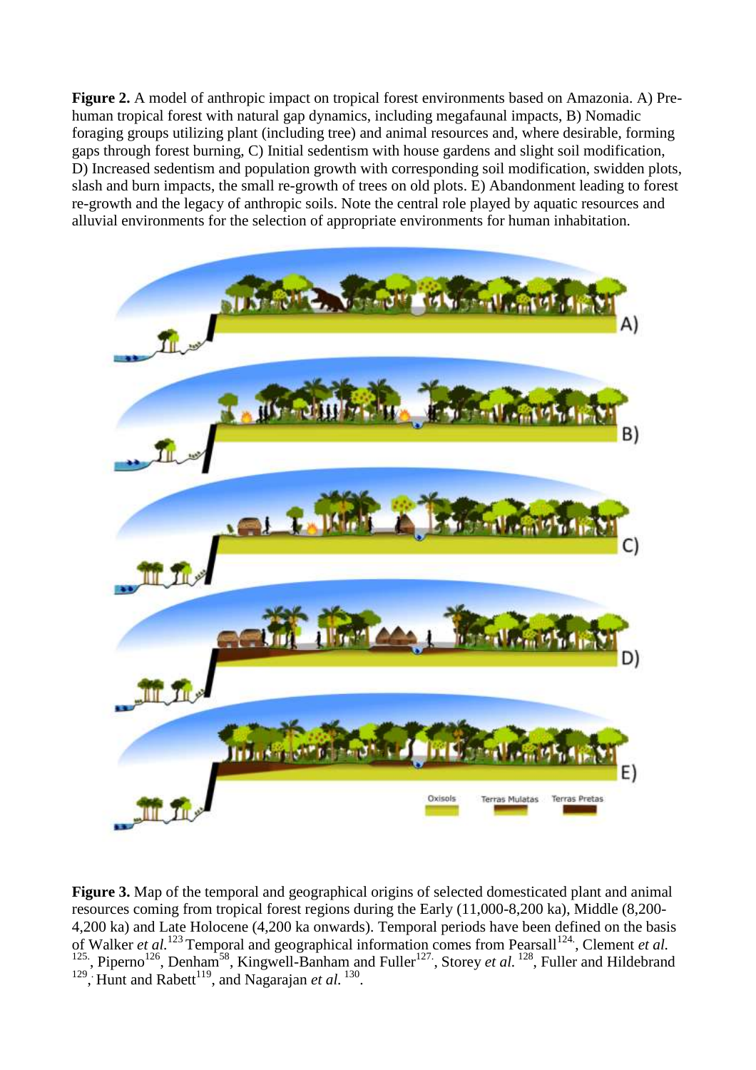**Figure 2.** A model of anthropic impact on tropical forest environments based on Amazonia. A) Pre-human tropical forest with natural gap dynamics, including megafaunal impacts, B) Nomadic foraging groups utilizing plant (including tree) and animal resources and, where desirable, forming gaps through forest burning, C) Initial sedentism with house gardens and slight soil modification, D) Increased sedentism and population growth with corresponding soil modification, swidden plots, slash and burn impacts, the small re-growth of trees on old plots. E) Abandonment leading to forest re-growth and the legacy of anthropic soils. Note the central role played by aquatic resources and alluvial environments for the selection of appropriate environments for human inhabitation.

**Figure 3.** Map of the temporal and geographical origins of selected domesticated plant and animal resources coming from tropical forest regions during the Early (11,000-8,200 ka), Middle (8,200-4,200 ka) and Late Holocene (4,200 ka onwards). Temporal periods have been defined on the basis of Walker *et al.*[123] Temporal and geographical information comes from Pearsall[124], Clement *et al.*[125], Piperno[126], Denham[58], Kingwell-Banham and Fuller[127], Storey *et al.*[128], Fuller and Hildebrand[129], Hunt and Rabett[119], and Nagarajan *et al.*[130].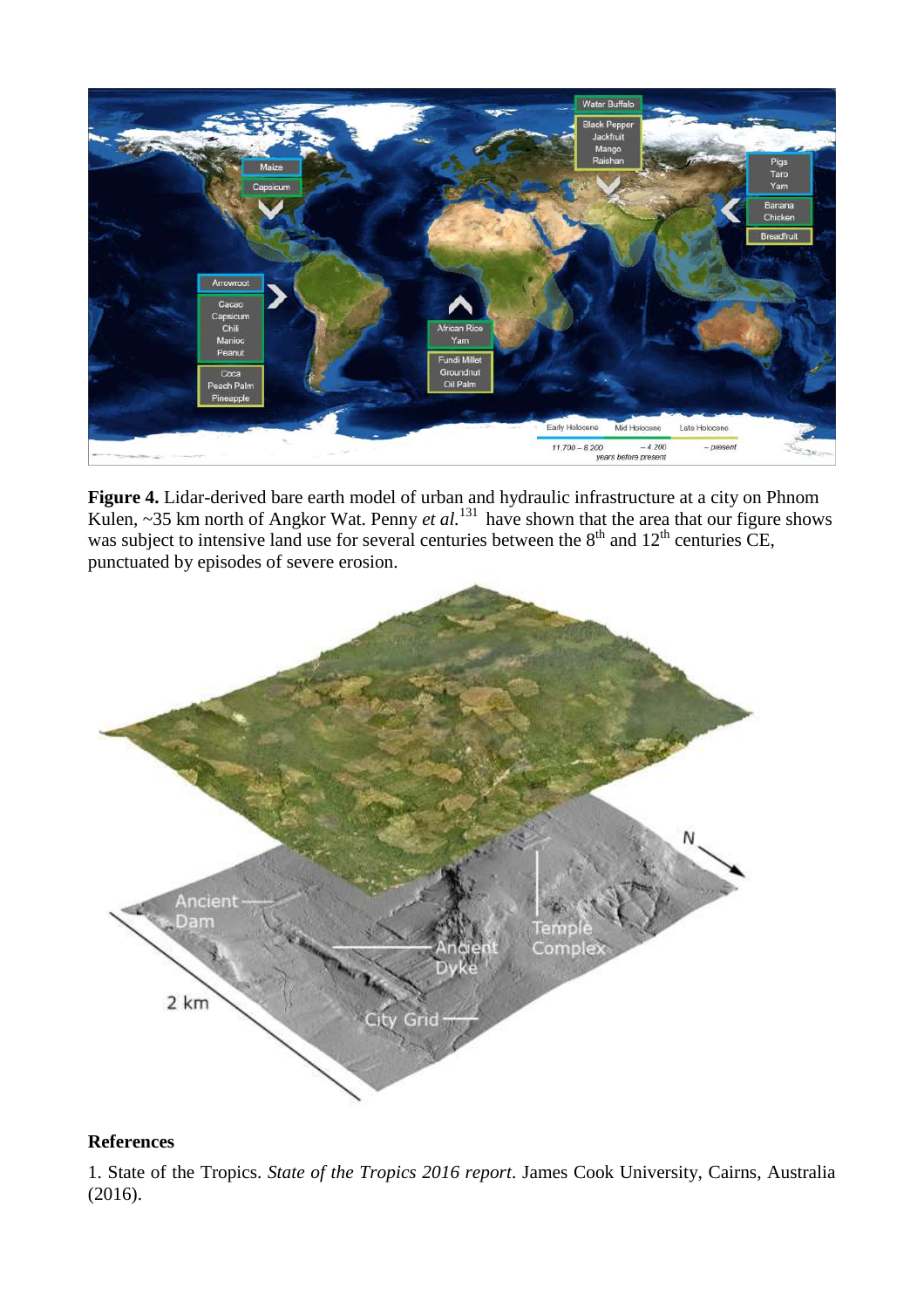**Figure 4.** Lidar-derived bare earth model of urban and hydraulic infrastructure at a city on Phnom Kulen, ~35 km north of Angkor Wat. Penny *et al.*[131] have shown that the area that our figure shows was subject to intensive land use for several centuries between the 8th and 12th centuries CE, punctuated by episodes of severe erosion.

## References

1. State of the Tropics. *State of the Tropics 2016 report*. James Cook University, Cairns, Australia (2016).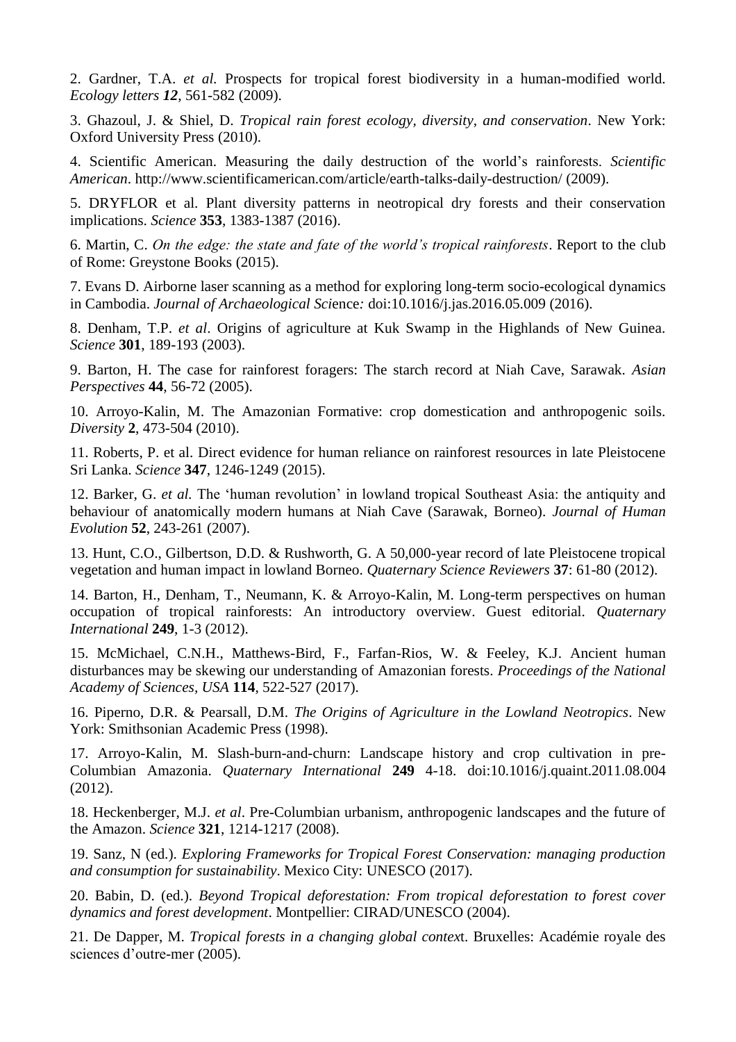2. Gardner, T.A. *et al.* Prospects for tropical forest biodiversity in a human-modified world. *Ecology letters* ***12***, 561-582 (2009).

3. Ghazoul, J. & Shiel, D. *Tropical rain forest ecology, diversity, and conservation*. New York: Oxford University Press (2010).

4. Scientific American. Measuring the daily destruction of the world's rainforests. *Scientific American*. http://www.scientificamerican.com/article/earth-talks-daily-destruction/ (2009).

5. DRYFLOR et al. Plant diversity patterns in neotropical dry forests and their conservation implications. *Science* **353**, 1383-1387 (2016).

6. Martin, C. *On the edge: the state and fate of the world's tropical rainforests*. Report to the club of Rome: Greystone Books (2015).

7. Evans D. Airborne laser scanning as a method for exploring long-term socio-ecological dynamics in Cambodia. *Journal of Archaeological Sci*ence*:* doi:10.1016/j.jas.2016.05.009 (2016).

8. Denham, T.P. *et al*. Origins of agriculture at Kuk Swamp in the Highlands of New Guinea. *Science* **301**, 189-193 (2003).

9. Barton, H. The case for rainforest foragers: The starch record at Niah Cave, Sarawak. *Asian Perspectives* **44**, 56-72 (2005).

10. Arroyo-Kalin, M. The Amazonian Formative: crop domestication and anthropogenic soils. *Diversity* **2**, 473-504 (2010).

11. Roberts, P. et al. Direct evidence for human reliance on rainforest resources in late Pleistocene Sri Lanka. *Science* **347**, 1246-1249 (2015).

12. Barker, G. *et al.* The 'human revolution' in lowland tropical Southeast Asia: the antiquity and behaviour of anatomically modern humans at Niah Cave (Sarawak, Borneo). *Journal of Human Evolution* **52**, 243-261 (2007).

13. Hunt, C.O., Gilbertson, D.D. & Rushworth, G. A 50,000-year record of late Pleistocene tropical vegetation and human impact in lowland Borneo. *Quaternary Science Reviewers* **37**: 61-80 (2012).

14. Barton, H., Denham, T., Neumann, K. & Arroyo-Kalin, M. Long-term perspectives on human occupation of tropical rainforests: An introductory overview. Guest editorial. *Quaternary International* **249**, 1-3 (2012).

15. McMichael, C.N.H., Matthews-Bird, F., Farfan-Rios, W. & Feeley, K.J. Ancient human disturbances may be skewing our understanding of Amazonian forests. *Proceedings of the National Academy of Sciences, USA* **114**, 522-527 (2017).

16. Piperno, D.R. & Pearsall, D.M. *The Origins of Agriculture in the Lowland Neotropics*. New York: Smithsonian Academic Press (1998).

17. Arroyo-Kalin, M. Slash-burn-and-churn: Landscape history and crop cultivation in pre-Columbian Amazonia. *Quaternary International* **249** 4-18. doi:10.1016/j.quaint.2011.08.004 (2012).

18. Heckenberger, M.J. *et al*. Pre-Columbian urbanism, anthropogenic landscapes and the future of the Amazon. *Science* **321**, 1214-1217 (2008).

19. Sanz, N (ed.). *Exploring Frameworks for Tropical Forest Conservation: managing production and consumption for sustainability*. Mexico City: UNESCO (2017).

20. Babin, D. (ed.). *Beyond Tropical deforestation: From tropical deforestation to forest cover dynamics and forest development*. Montpellier: CIRAD/UNESCO (2004).

21. De Dapper, M. *Tropical forests in a changing global contex*t. Bruxelles: Académie royale des sciences d'outre-mer (2005).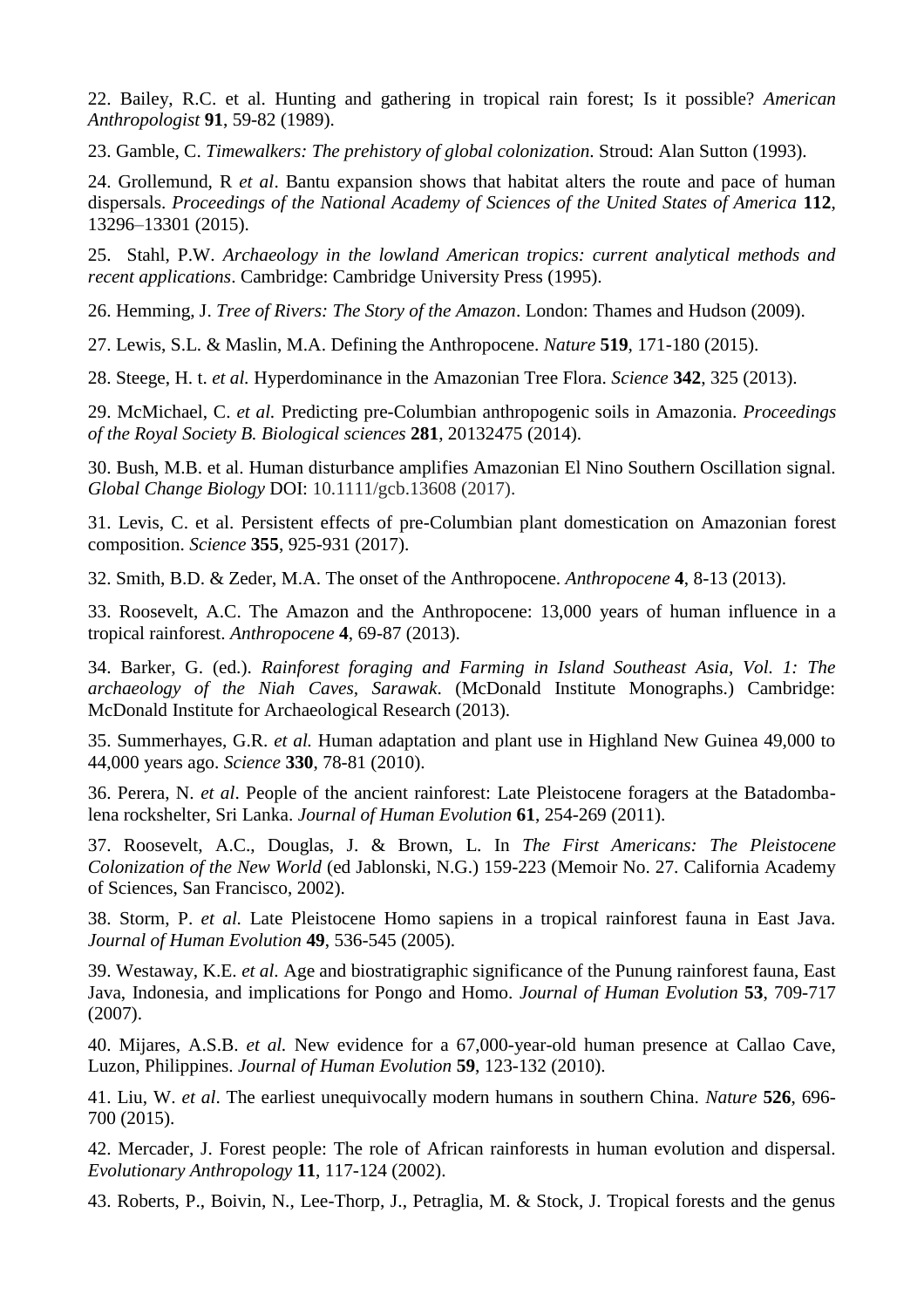22. Bailey, R.C. et al. Hunting and gathering in tropical rain forest; Is it possible? *American Anthropologist* **91**, 59-82 (1989).

23. Gamble, C. *Timewalkers: The prehistory of global colonization*. Stroud: Alan Sutton (1993).

24. Grollemund, R *et al*. Bantu expansion shows that habitat alters the route and pace of human dispersals. *Proceedings of the National Academy of Sciences of the United States of America* **112**, 13296–13301 (2015).

25. Stahl, P.W. *Archaeology in the lowland American tropics: current analytical methods and recent applications*. Cambridge: Cambridge University Press (1995).

26. Hemming, J. *Tree of Rivers: The Story of the Amazon*. London: Thames and Hudson (2009).

27. Lewis, S.L. & Maslin, M.A. Defining the Anthropocene. *Nature* **519**, 171-180 (2015).

28. Steege, H. t. *et al.* Hyperdominance in the Amazonian Tree Flora. *Science* **342**, 325 (2013).

29. McMichael, C. *et al.* Predicting pre-Columbian anthropogenic soils in Amazonia. *Proceedings of the Royal Society B. Biological sciences* **281**, 20132475 (2014).

30. Bush, M.B. et al. Human disturbance amplifies Amazonian El Nino Southern Oscillation signal. *Global Change Biology* DOI: 10.1111/gcb.13608 (2017).

31. Levis, C. et al. Persistent effects of pre-Columbian plant domestication on Amazonian forest composition. *Science* **355**, 925-931 (2017).

32. Smith, B.D. & Zeder, M.A. The onset of the Anthropocene. *Anthropocene* **4**, 8-13 (2013).

33. Roosevelt, A.C. The Amazon and the Anthropocene: 13,000 years of human influence in a tropical rainforest. *Anthropocene* **4**, 69-87 (2013).

34. Barker, G. (ed.). *Rainforest foraging and Farming in Island Southeast Asia, Vol. 1: The archaeology of the Niah Caves, Sarawak*. (McDonald Institute Monographs.) Cambridge: McDonald Institute for Archaeological Research (2013).

35. Summerhayes, G.R. *et al.* Human adaptation and plant use in Highland New Guinea 49,000 to 44,000 years ago. *Science* **330**, 78-81 (2010).

36. Perera, N. *et al*. People of the ancient rainforest: Late Pleistocene foragers at the Batadomba-lena rockshelter, Sri Lanka. *Journal of Human Evolution* **61**, 254-269 (2011).

37. Roosevelt, A.C., Douglas, J. & Brown, L. In *The First Americans: The Pleistocene Colonization of the New World* (ed Jablonski, N.G.) 159-223 (Memoir No. 27. California Academy of Sciences, San Francisco, 2002).

38. Storm, P. *et al.* Late Pleistocene Homo sapiens in a tropical rainforest fauna in East Java. *Journal of Human Evolution* **49**, 536-545 (2005).

39. Westaway, K.E. *et al*. Age and biostratigraphic significance of the Punung rainforest fauna, East Java, Indonesia, and implications for Pongo and Homo. *Journal of Human Evolution* **53**, 709-717 (2007).

40. Mijares, A.S.B. *et al.* New evidence for a 67,000-year-old human presence at Callao Cave, Luzon, Philippines. *Journal of Human Evolution* **59**, 123-132 (2010).

41. Liu, W. *et al*. The earliest unequivocally modern humans in southern China. *Nature* **526**, 696-700 (2015).

42. Mercader, J. Forest people: The role of African rainforests in human evolution and dispersal. *Evolutionary Anthropology* **11**, 117-124 (2002).

43. Roberts, P., Boivin, N., Lee-Thorp, J., Petraglia, M. & Stock, J. Tropical forests and the genus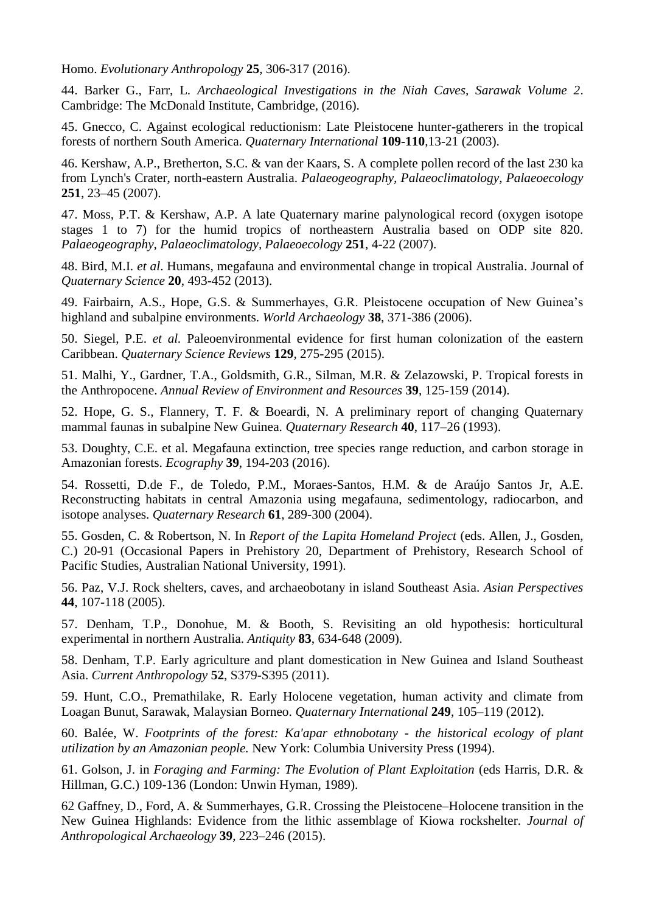Homo. *Evolutionary Anthropology* **25**, 306-317 (2016).

44. Barker G., Farr, L. *Archaeological Investigations in the Niah Caves, Sarawak Volume 2*. Cambridge: The McDonald Institute, Cambridge, (2016).

45. Gnecco, C. Against ecological reductionism: Late Pleistocene hunter-gatherers in the tropical forests of northern South America. *Quaternary International* **109-110**,13-21 (2003).

46. Kershaw, A.P., Bretherton, S.C. & van der Kaars, S. A complete pollen record of the last 230 ka from Lynch's Crater, north-eastern Australia. *Palaeogeography, Palaeoclimatology, Palaeoecology* **251**, 23–45 (2007).

47. Moss, P.T. & Kershaw, A.P. A late Quaternary marine palynological record (oxygen isotope stages 1 to 7) for the humid tropics of northeastern Australia based on ODP site 820. *Palaeogeography, Palaeoclimatology, Palaeoecology* **251**, 4-22 (2007).

48. Bird, M.I. *et al*. Humans, megafauna and environmental change in tropical Australia. Journal of *Quaternary Science* **20**, 493-452 (2013).

49. Fairbairn, A.S., Hope, G.S. & Summerhayes, G.R. Pleistocene occupation of New Guinea's highland and subalpine environments. *World Archaeology* **38**, 371-386 (2006).

50. Siegel, P.E. *et al.* Paleoenvironmental evidence for first human colonization of the eastern Caribbean. *Quaternary Science Reviews* **129**, 275-295 (2015).

51. Malhi, Y., Gardner, T.A., Goldsmith, G.R., Silman, M.R. & Zelazowski, P. Tropical forests in the Anthropocene. *Annual Review of Environment and Resources* **39**, 125-159 (2014).

52. Hope, G. S., Flannery, T. F. & Boeardi, N. A preliminary report of changing Quaternary mammal faunas in subalpine New Guinea. *Quaternary Research* **40**, 117–26 (1993).

53. Doughty, C.E. et al. Megafauna extinction, tree species range reduction, and carbon storage in Amazonian forests. *Ecography* **39**, 194-203 (2016).

54. Rossetti, D.de F., de Toledo, P.M., Moraes-Santos, H.M. & de Araújo Santos Jr, A.E. Reconstructing habitats in central Amazonia using megafauna, sedimentology, radiocarbon, and isotope analyses. *Quaternary Research* **61**, 289-300 (2004).

55. Gosden, C. & Robertson, N. In *Report of the Lapita Homeland Project* (eds. Allen, J., Gosden, C.) 20-91 (Occasional Papers in Prehistory 20, Department of Prehistory, Research School of Pacific Studies, Australian National University, 1991).

56. Paz, V.J. Rock shelters, caves, and archaeobotany in island Southeast Asia. *Asian Perspectives* **44**, 107-118 (2005).

57. Denham, T.P., Donohue, M. & Booth, S. Revisiting an old hypothesis: horticultural experimental in northern Australia. *Antiquity* **83**, 634-648 (2009).

58. Denham, T.P. Early agriculture and plant domestication in New Guinea and Island Southeast Asia. *Current Anthropology* **52**, S379-S395 (2011).

59. Hunt, C.O., Premathilake, R. Early Holocene vegetation, human activity and climate from Loagan Bunut, Sarawak, Malaysian Borneo. *Quaternary International* **249**, 105–119 (2012).

60. Balée, W. *Footprints of the forest: Ka'apar ethnobotany - the historical ecology of plant utilization by an Amazonian people.* New York: Columbia University Press (1994).

61. Golson, J. in *Foraging and Farming: The Evolution of Plant Exploitation* (eds Harris, D.R. & Hillman, G.C.) 109-136 (London: Unwin Hyman, 1989).

62 Gaffney, D., Ford, A. & Summerhayes, G.R. Crossing the Pleistocene–Holocene transition in the New Guinea Highlands: Evidence from the lithic assemblage of Kiowa rockshelter. *Journal of Anthropological Archaeology* **39**, 223–246 (2015).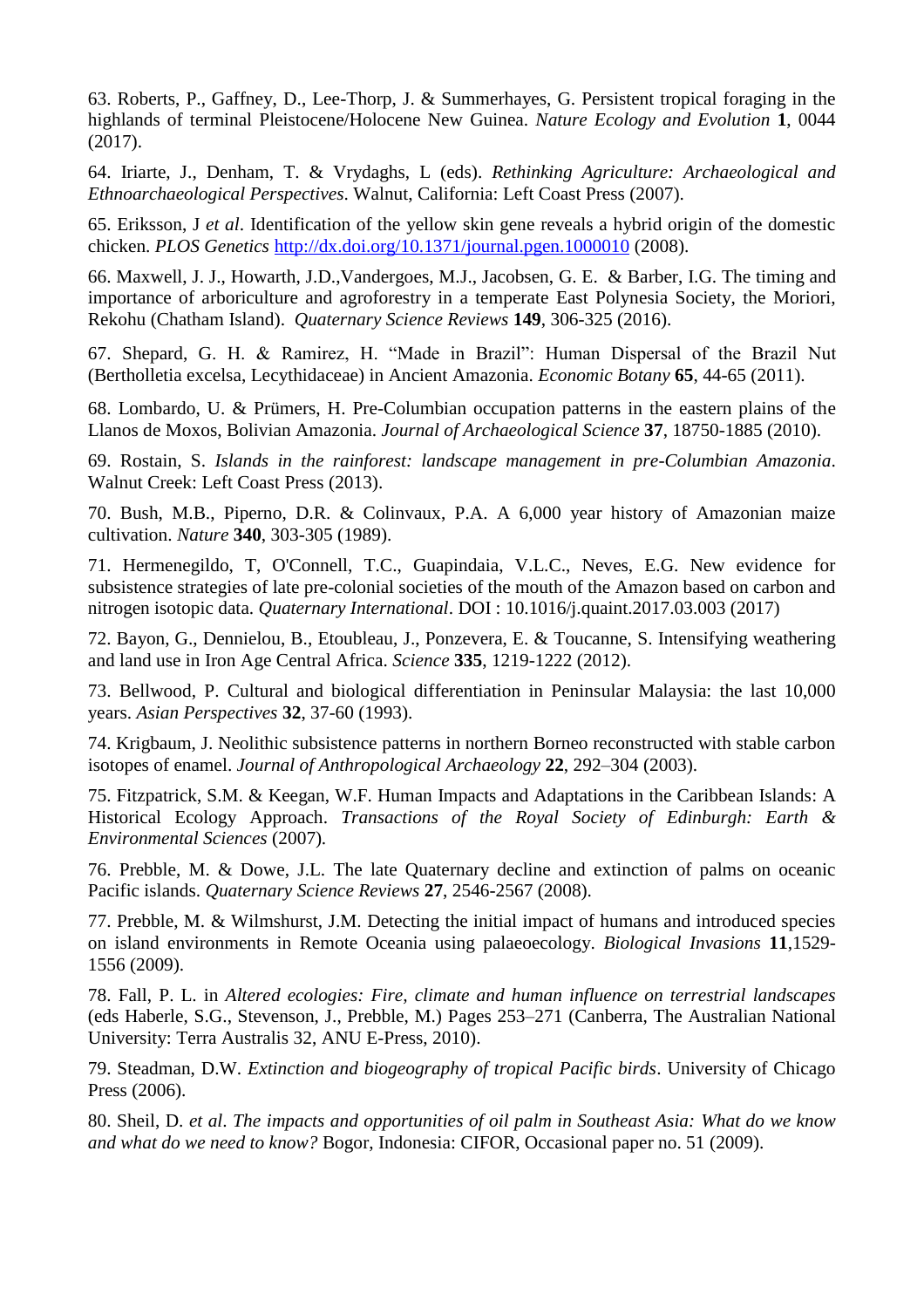63. Roberts, P., Gaffney, D., Lee-Thorp, J. & Summerhayes, G. Persistent tropical foraging in the highlands of terminal Pleistocene/Holocene New Guinea. *Nature Ecology and Evolution* **1**, 0044 (2017).

64. Iriarte, J., Denham, T. & Vrydaghs, L (eds). *Rethinking Agriculture: Archaeological and Ethnoarchaeological Perspectives*. Walnut, California: Left Coast Press (2007).

65. Eriksson, J *et al*. Identification of the yellow skin gene reveals a hybrid origin of the domestic chicken. *PLOS Genetics* http://dx.doi.org/10.1371/journal.pgen.1000010 (2008).

66. Maxwell, J. J., Howarth, J.D.,Vandergoes, M.J., Jacobsen, G. E. & Barber, I.G. The timing and importance of arboriculture and agroforestry in a temperate East Polynesia Society, the Moriori, Rekohu (Chatham Island). *Quaternary Science Reviews* **149**, 306-325 (2016).

67. Shepard, G. H. & Ramirez, H. "Made in Brazil": Human Dispersal of the Brazil Nut (Bertholletia excelsa, Lecythidaceae) in Ancient Amazonia. *Economic Botany* **65**, 44-65 (2011).

68. Lombardo, U. & Prümers, H. Pre-Columbian occupation patterns in the eastern plains of the Llanos de Moxos, Bolivian Amazonia. *Journal of Archaeological Science* **37**, 18750-1885 (2010).

69. Rostain, S. *Islands in the rainforest: landscape management in pre-Columbian Amazonia*. Walnut Creek: Left Coast Press (2013).

70. Bush, M.B., Piperno, D.R. & Colinvaux, P.A. A 6,000 year history of Amazonian maize cultivation. *Nature* **340**, 303-305 (1989).

71. Hermenegildo, T, O'Connell, T.C., Guapindaia, V.L.C., Neves, E.G. New evidence for subsistence strategies of late pre-colonial societies of the mouth of the Amazon based on carbon and nitrogen isotopic data. *Quaternary International*. DOI : 10.1016/j.quaint.2017.03.003 (2017)

72. Bayon, G., Dennielou, B., Etoubleau, J., Ponzevera, E. & Toucanne, S. Intensifying weathering and land use in Iron Age Central Africa. *Science* **335**, 1219-1222 (2012).

73. Bellwood, P. Cultural and biological differentiation in Peninsular Malaysia: the last 10,000 years. *Asian Perspectives* **32**, 37-60 (1993).

74. Krigbaum, J. Neolithic subsistence patterns in northern Borneo reconstructed with stable carbon isotopes of enamel. *Journal of Anthropological Archaeology* **22**, 292–304 (2003).

75. Fitzpatrick, S.M. & Keegan, W.F. Human Impacts and Adaptations in the Caribbean Islands: A Historical Ecology Approach. *Transactions of the Royal Society of Edinburgh: Earth & Environmental Sciences* (2007).

76. Prebble, M. & Dowe, J.L. The late Quaternary decline and extinction of palms on oceanic Pacific islands. *Quaternary Science Reviews* **27**, 2546-2567 (2008).

77. Prebble, M. & Wilmshurst, J.M. Detecting the initial impact of humans and introduced species on island environments in Remote Oceania using palaeoecology. *Biological Invasions* **11**,1529-1556 (2009).

78. Fall, P. L. in *Altered ecologies: Fire, climate and human influence on terrestrial landscapes* (eds Haberle, S.G., Stevenson, J., Prebble, M.) Pages 253–271 (Canberra, The Australian National University: Terra Australis 32, ANU E-Press, 2010).

79. Steadman, D.W. *Extinction and biogeography of tropical Pacific birds*. University of Chicago Press (2006).

80. Sheil, D. *et al*. *The impacts and opportunities of oil palm in Southeast Asia: What do we know and what do we need to know?* Bogor, Indonesia: CIFOR, Occasional paper no. 51 (2009).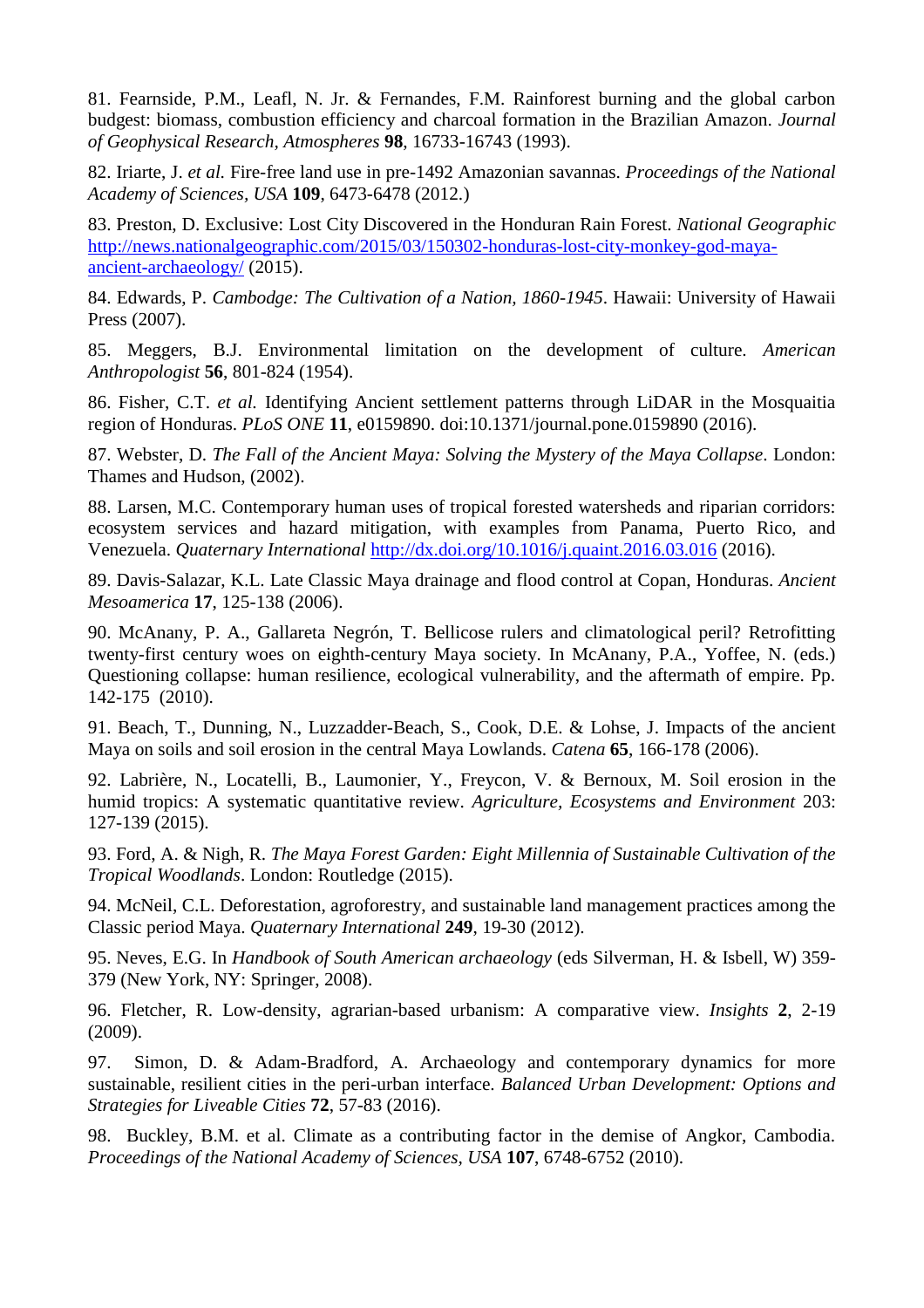81. Fearnside, P.M., Leafl, N. Jr. & Fernandes, F.M. Rainforest burning and the global carbon budgest: biomass, combustion efficiency and charcoal formation in the Brazilian Amazon. *Journal of Geophysical Research, Atmospheres* **98**, 16733-16743 (1993).

82. Iriarte, J. *et al.* Fire-free land use in pre-1492 Amazonian savannas. *Proceedings of the National Academy of Sciences, USA* **109**, 6473-6478 (2012.)

83. Preston, D. Exclusive: Lost City Discovered in the Honduran Rain Forest. *National Geographic* http://news.nationalgeographic.com/2015/03/150302-honduras-lost-city-monkey-god-maya-ancient-archaeology/ (2015).

84. Edwards, P. *Cambodge: The Cultivation of a Nation, 1860-1945*. Hawaii: University of Hawaii Press (2007).

85. Meggers, B.J. Environmental limitation on the development of culture. *American Anthropologist* **56**, 801-824 (1954).

86. Fisher, C.T. *et al.* Identifying Ancient settlement patterns through LiDAR in the Mosquaitia region of Honduras. *PLoS ONE* **11**, e0159890. doi:10.1371/journal.pone.0159890 (2016).

87. Webster, D. *The Fall of the Ancient Maya: Solving the Mystery of the Maya Collapse*. London: Thames and Hudson, (2002).

88. Larsen, M.C. Contemporary human uses of tropical forested watersheds and riparian corridors: ecosystem services and hazard mitigation, with examples from Panama, Puerto Rico, and Venezuela. *Quaternary International* http://dx.doi.org/10.1016/j.quaint.2016.03.016 (2016).

89. Davis-Salazar, K.L. Late Classic Maya drainage and flood control at Copan, Honduras. *Ancient Mesoamerica* **17**, 125-138 (2006).

90. McAnany, P. A., Gallareta Negrón, T. Bellicose rulers and climatological peril? Retrofitting twenty-first century woes on eighth-century Maya society. In McAnany, P.A., Yoffee, N. (eds.) Questioning collapse: human resilience, ecological vulnerability, and the aftermath of empire. Pp. 142-175 (2010).

91. Beach, T., Dunning, N., Luzzadder-Beach, S., Cook, D.E. & Lohse, J. Impacts of the ancient Maya on soils and soil erosion in the central Maya Lowlands. *Catena* **65**, 166-178 (2006).

92. Labrière, N., Locatelli, B., Laumonier, Y., Freycon, V. & Bernoux, M. Soil erosion in the humid tropics: A systematic quantitative review. *Agriculture, Ecosystems and Environment* 203: 127-139 (2015).

93. Ford, A. & Nigh, R. *The Maya Forest Garden: Eight Millennia of Sustainable Cultivation of the Tropical Woodlands*. London: Routledge (2015).

94. McNeil, C.L. Deforestation, agroforestry, and sustainable land management practices among the Classic period Maya. *Quaternary International* **249**, 19-30 (2012).

95. Neves, E.G. In *Handbook of South American archaeology* (eds Silverman, H. & Isbell, W) 359-379 (New York, NY: Springer, 2008).

96. Fletcher, R. Low-density, agrarian-based urbanism: A comparative view. *Insights* **2**, 2-19 (2009).

97. Simon, D. & Adam-Bradford, A. Archaeology and contemporary dynamics for more sustainable, resilient cities in the peri-urban interface. *Balanced Urban Development: Options and Strategies for Liveable Cities* **72**, 57-83 (2016).

98. Buckley, B.M. et al. Climate as a contributing factor in the demise of Angkor, Cambodia. *Proceedings of the National Academy of Sciences, USA* **107**, 6748-6752 (2010).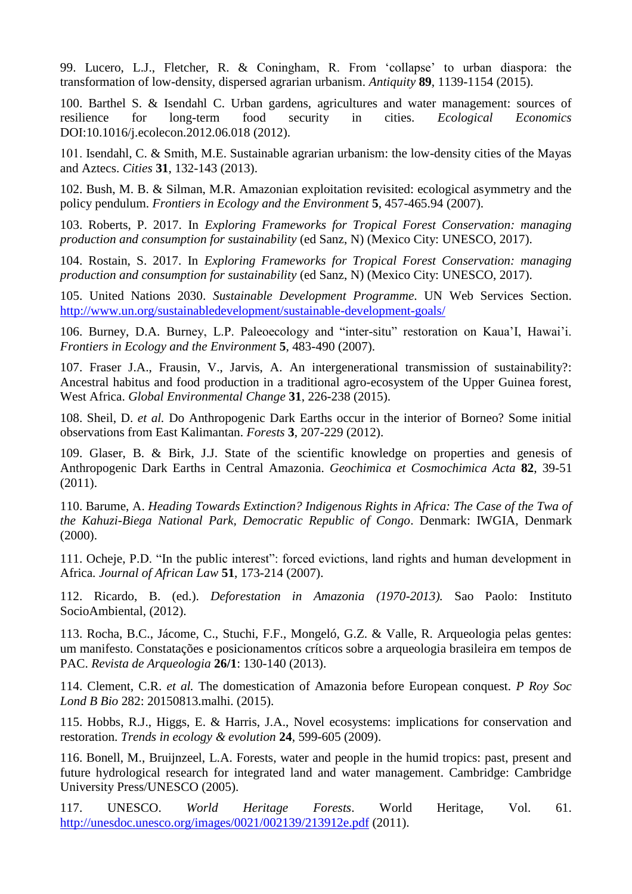99. Lucero, L.J., Fletcher, R. & Coningham, R. From 'collapse' to urban diaspora: the transformation of low-density, dispersed agrarian urbanism. *Antiquity* **89**, 1139-1154 (2015).

100. Barthel S. & Isendahl C. Urban gardens, agricultures and water management: sources of resilience for long-term food security in cities. *Ecological Economics* DOI:10.1016/j.ecolecon.2012.06.018 (2012).

101. Isendahl, C. & Smith, M.E. Sustainable agrarian urbanism: the low-density cities of the Mayas and Aztecs. *Cities* **31**, 132-143 (2013).

102. Bush, M. B. & Silman, M.R. Amazonian exploitation revisited: ecological asymmetry and the policy pendulum. *Frontiers in Ecology and the Environment* **5**, 457-465.94 (2007).

103. Roberts, P. 2017. In *Exploring Frameworks for Tropical Forest Conservation: managing production and consumption for sustainability* (ed Sanz, N) (Mexico City: UNESCO, 2017).

104. Rostain, S. 2017. In *Exploring Frameworks for Tropical Forest Conservation: managing production and consumption for sustainability* (ed Sanz, N) (Mexico City: UNESCO, 2017).

105. United Nations 2030. *Sustainable Development Programme*. UN Web Services Section. http://www.un.org/sustainabledevelopment/sustainable-development-goals/

106. Burney, D.A. Burney, L.P. Paleoecology and "inter-situ" restoration on Kaua'I, Hawai'i. *Frontiers in Ecology and the Environment* **5**, 483-490 (2007).

107. Fraser J.A., Frausin, V., Jarvis, A. An intergenerational transmission of sustainability?: Ancestral habitus and food production in a traditional agro-ecosystem of the Upper Guinea forest, West Africa. *Global Environmental Change* **31**, 226-238 (2015).

108. Sheil, D. *et al.* Do Anthropogenic Dark Earths occur in the interior of Borneo? Some initial observations from East Kalimantan. *Forests* **3**, 207-229 (2012).

109. Glaser, B. & Birk, J.J. State of the scientific knowledge on properties and genesis of Anthropogenic Dark Earths in Central Amazonia. *Geochimica et Cosmochimica Acta* **82**, 39-51 (2011).

110. Barume, A. *Heading Towards Extinction? Indigenous Rights in Africa: The Case of the Twa of the Kahuzi-Biega National Park, Democratic Republic of Congo*. Denmark: IWGIA, Denmark (2000).

111. Ocheje, P.D. "In the public interest": forced evictions, land rights and human development in Africa. *Journal of African Law* **51**, 173-214 (2007).

112. Ricardo, B. (ed.). *Deforestation in Amazonia (1970-2013).* Sao Paolo: Instituto SocioAmbiental, (2012).

113. Rocha, B.C., Jácome, C., Stuchi, F.F., Mongeló, G.Z. & Valle, R. Arqueologia pelas gentes: um manifesto. Constatações e posicionamentos críticos sobre a arqueologia brasileira em tempos de PAC. *Revista de Arqueologia* **26/1**: 130-140 (2013).

114. Clement, C.R. *et al.* The domestication of Amazonia before European conquest. *P Roy Soc Lond B Bio* 282: 20150813.malhi. (2015).

115. Hobbs, R.J., Higgs, E. & Harris, J.A., Novel ecosystems: implications for conservation and restoration. *Trends in ecology & evolution* **24**, 599-605 (2009).

116. Bonell, M., Bruijnzeel, L.A. Forests, water and people in the humid tropics: past, present and future hydrological research for integrated land and water management. Cambridge: Cambridge University Press/UNESCO (2005).

117. UNESCO. *World Heritage Forests*. World Heritage, Vol. 61. http://unesdoc.unesco.org/images/0021/002139/213912e.pdf (2011).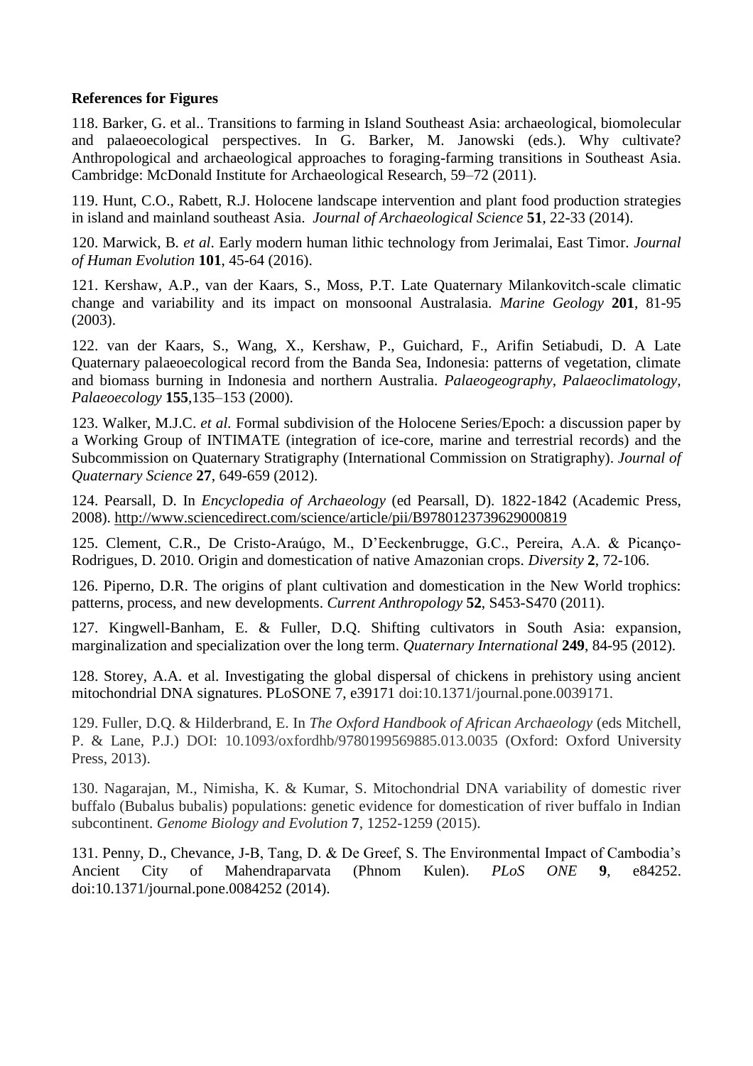**References for Figures**

118. Barker, G. et al.. Transitions to farming in Island Southeast Asia: archaeological, biomolecular and palaeoecological perspectives. In G. Barker, M. Janowski (eds.). Why cultivate? Anthropological and archaeological approaches to foraging-farming transitions in Southeast Asia. Cambridge: McDonald Institute for Archaeological Research, 59–72 (2011).

119. Hunt, C.O., Rabett, R.J. Holocene landscape intervention and plant food production strategies in island and mainland southeast Asia. *Journal of Archaeological Science* **51**, 22-33 (2014).

120. Marwick, B. *et al*. Early modern human lithic technology from Jerimalai, East Timor. *Journal of Human Evolution* **101**, 45-64 (2016).

121. Kershaw, A.P., van der Kaars, S., Moss, P.T. Late Quaternary Milankovitch-scale climatic change and variability and its impact on monsoonal Australasia. *Marine Geology* **201**, 81-95 (2003).

122. van der Kaars, S., Wang, X., Kershaw, P., Guichard, F., Arifin Setiabudi, D. A Late Quaternary palaeoecological record from the Banda Sea, Indonesia: patterns of vegetation, climate and biomass burning in Indonesia and northern Australia. *Palaeogeography, Palaeoclimatology, Palaeoecology* **155**,135–153 (2000).

123. Walker, M.J.C. *et al.* Formal subdivision of the Holocene Series/Epoch: a discussion paper by a Working Group of INTIMATE (integration of ice-core, marine and terrestrial records) and the Subcommission on Quaternary Stratigraphy (International Commission on Stratigraphy). *Journal of Quaternary Science* **27**, 649-659 (2012).

124. Pearsall, D. In *Encyclopedia of Archaeology* (ed Pearsall, D). 1822-1842 (Academic Press, 2008). http://www.sciencedirect.com/science/article/pii/B9780123739629000819

125. Clement, C.R., De Cristo-Araúgo, M., D'Eeckenbrugge, G.C., Pereira, A.A. & Picanço-Rodrigues, D. 2010. Origin and domestication of native Amazonian crops. *Diversity* **2**, 72-106.

126. Piperno, D.R. The origins of plant cultivation and domestication in the New World trophics: patterns, process, and new developments. *Current Anthropology* **52**, S453-S470 (2011).

127. Kingwell-Banham, E. & Fuller, D.Q. Shifting cultivators in South Asia: expansion, marginalization and specialization over the long term. *Quaternary International* **249**, 84-95 (2012).

128. Storey, A.A. et al. Investigating the global dispersal of chickens in prehistory using ancient mitochondrial DNA signatures. PLoSONE 7, e39171 doi:10.1371/journal.pone.0039171.

129. Fuller, D.Q. & Hilderbrand, E. In *The Oxford Handbook of African Archaeology* (eds Mitchell, P. & Lane, P.J.) DOI: 10.1093/oxfordhb/9780199569885.013.0035 (Oxford: Oxford University Press, 2013).

130. Nagarajan, M., Nimisha, K. & Kumar, S. Mitochondrial DNA variability of domestic river buffalo (Bubalus bubalis) populations: genetic evidence for domestication of river buffalo in Indian subcontinent. *Genome Biology and Evolution* **7**, 1252-1259 (2015).

131. Penny, D., Chevance, J-B, Tang, D. & De Greef, S. The Environmental Impact of Cambodia's Ancient City of Mahendraparvata (Phnom Kulen). *PLoS ONE* **9**, e84252. doi:10.1371/journal.pone.0084252 (2014).